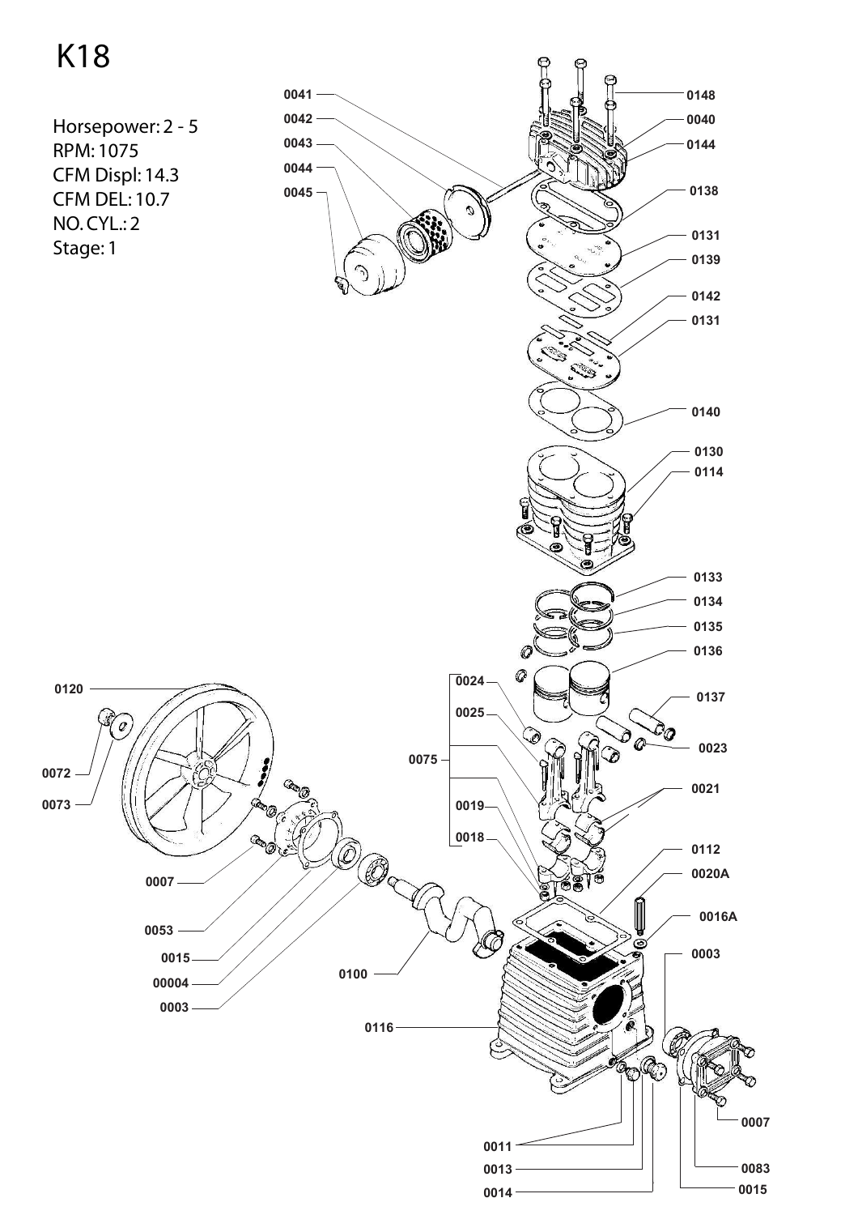# K18

Horsepower: 2 - 5
RPM: 1075
CFM Displ: 14.3
CFM DEL: 10.7
NO. CYL.: 2
Stage: 1

0041
0042
0043
0044
0045
0148
0040
0144
0138
0131
0139
0142
0131
0140
0130
0114
0133
0134
0135
0136
0024
0137
0025
0023
0075
0021
0019
0018
0112
0020A
0016A
0003
0120
0072
0073
0007
0053
0015
00004
0003
0100
0116
0011
0013
0014
0007
0083
0015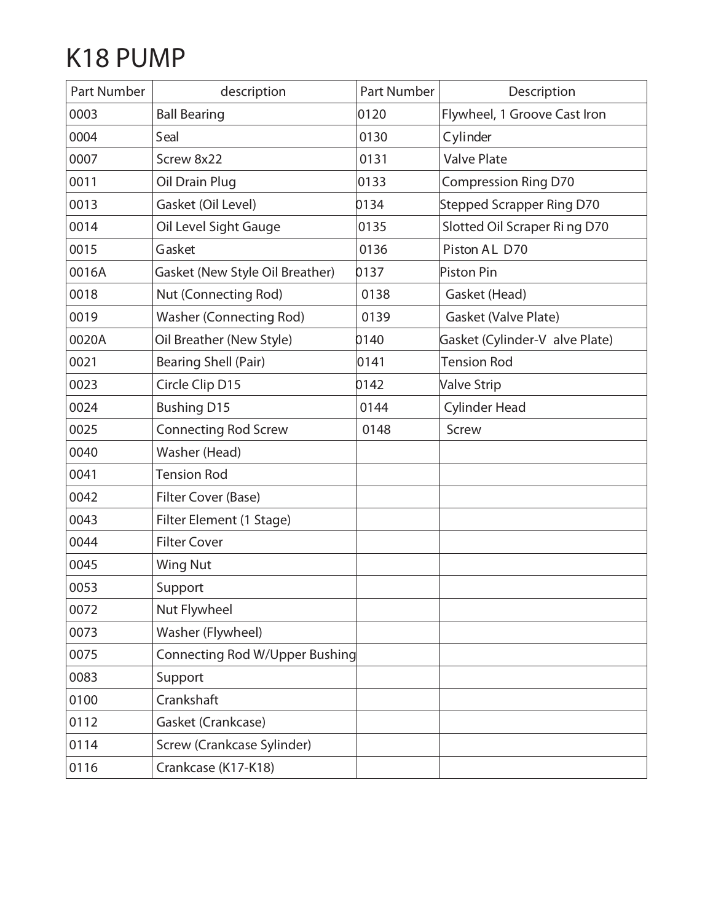# K18 PUMP

| Part Number | description | Part Number | Description |
|---|---|---|---|
| 0003 | Ball Bearing | 0120 | Flywheel, 1 Groove Cast Iron |
| 0004 | Seal | 0130 | Cylinder |
| 0007 | Screw 8x22 | 0131 | Valve Plate |
| 0011 | Oil Drain Plug | 0133 | Compression Ring D70 |
| 0013 | Gasket (Oil Level) | 0134 | Stepped Scrapper Ring D70 |
| 0014 | Oil Level Sight Gauge | 0135 | Slotted Oil Scraper Ri ng D70 |
| 0015 | Gasket | 0136 | Piston A L D70 |
| 0016A | Gasket (New Style Oil Breather) | 0137 | Piston Pin |
| 0018 | Nut (Connecting Rod) | 0138 | Gasket (Head) |
| 0019 | Washer (Connecting Rod) | 0139 | Gasket (Valve Plate) |
| 0020A | Oil Breather (New Style) | 0140 | Gasket (Cylinder-V alve Plate) |
| 0021 | Bearing Shell (Pair) | 0141 | Tension Rod |
| 0023 | Circle Clip D15 | 0142 | Valve Strip |
| 0024 | Bushing D15 | 0144 | Cylinder Head |
| 0025 | Connecting Rod Screw | 0148 | Screw |
| 0040 | Washer (Head) | | |
| 0041 | Tension Rod | | |
| 0042 | Filter Cover (Base) | | |
| 0043 | Filter Element (1 Stage) | | |
| 0044 | Filter Cover | | |
| 0045 | Wing Nut | | |
| 0053 | Support | | |
| 0072 | Nut Flywheel | | |
| 0073 | Washer (Flywheel) | | |
| 0075 | Connecting Rod W/Upper Bushing | | |
| 0083 | Support | | |
| 0100 | Crankshaft | | |
| 0112 | Gasket (Crankcase) | | |
| 0114 | Screw (Crankcase Sylinder) | | |
| 0116 | Crankcase (K17-K18) | | |